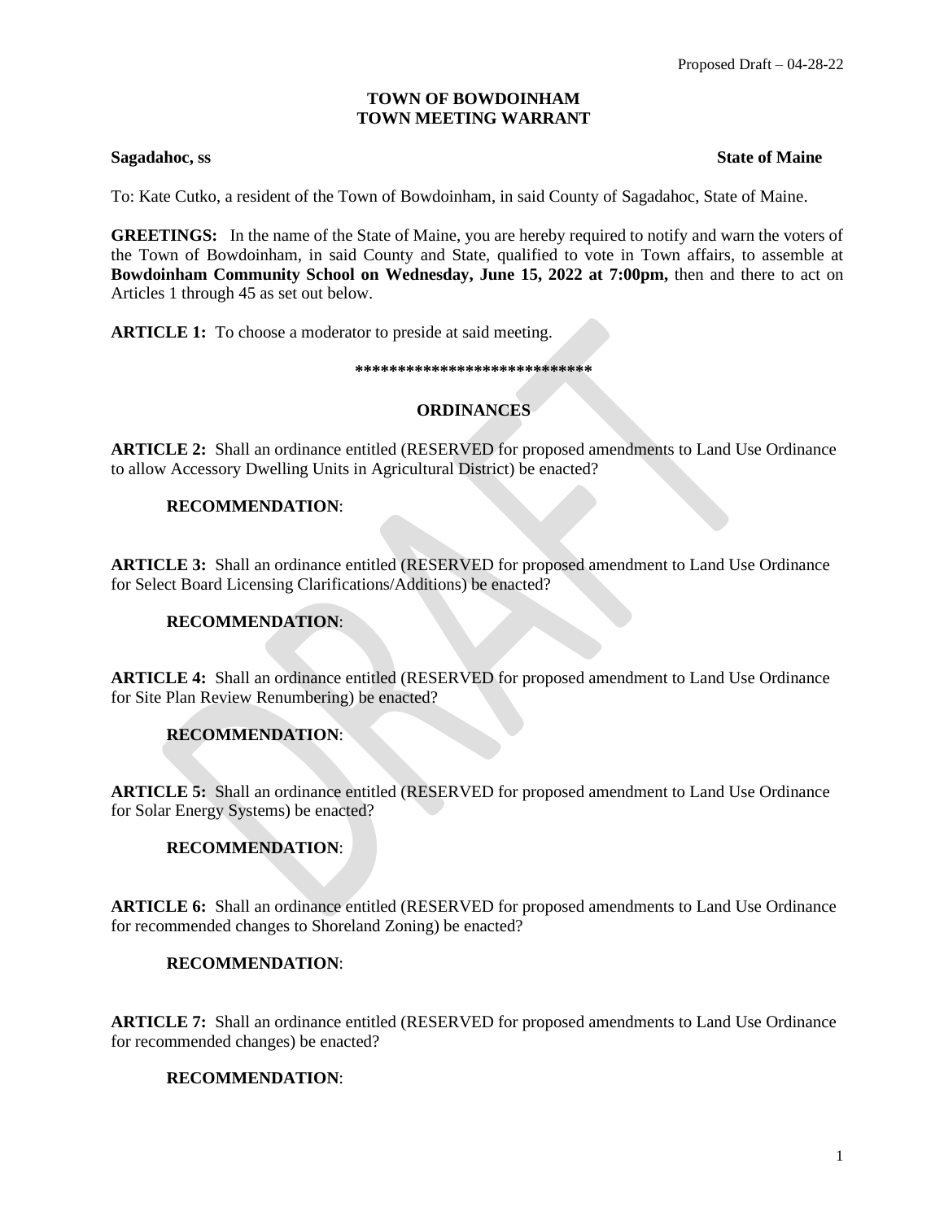Proposed Draft – 04-28-22

# TOWN OF BOWDOINHAM
# TOWN MEETING WARRANT

**Sagadahoc, ss** **State of Maine**

To: Kate Cutko, a resident of the Town of Bowdoinham, in said County of Sagadahoc, State of Maine.

**GREETINGS:** In the name of the State of Maine, you are hereby required to notify and warn the voters of the Town of Bowdoinham, in said County and State, qualified to vote in Town affairs, to assemble at **Bowdoinham Community School on Wednesday, June 15, 2022 at 7:00pm,** then and there to act on Articles 1 through 45 as set out below.

**ARTICLE 1:** To choose a moderator to preside at said meeting.

***************************

## ORDINANCES

**ARTICLE 2:** Shall an ordinance entitled (RESERVED for proposed amendments to Land Use Ordinance to allow Accessory Dwelling Units in Agricultural District) be enacted?

**RECOMMENDATION**:

**ARTICLE 3:** Shall an ordinance entitled (RESERVED for proposed amendment to Land Use Ordinance for Select Board Licensing Clarifications/Additions) be enacted?

**RECOMMENDATION**:

**ARTICLE 4:** Shall an ordinance entitled (RESERVED for proposed amendment to Land Use Ordinance for Site Plan Review Renumbering) be enacted?

**RECOMMENDATION**:

**ARTICLE 5:** Shall an ordinance entitled (RESERVED for proposed amendment to Land Use Ordinance for Solar Energy Systems) be enacted?

**RECOMMENDATION**:

**ARTICLE 6:** Shall an ordinance entitled (RESERVED for proposed amendments to Land Use Ordinance for recommended changes to Shoreland Zoning) be enacted?

**RECOMMENDATION**:

**ARTICLE 7:** Shall an ordinance entitled (RESERVED for proposed amendments to Land Use Ordinance for recommended changes) be enacted?

**RECOMMENDATION**: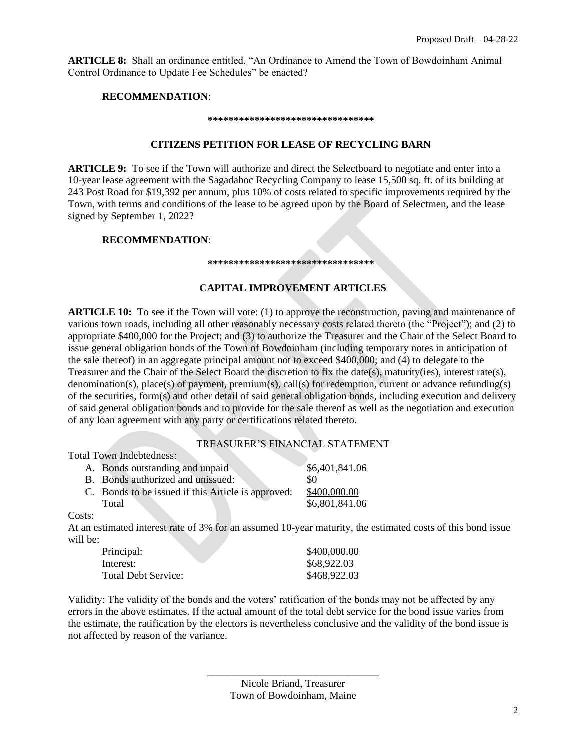**ARTICLE 8:** Shall an ordinance entitled, "An Ordinance to Amend the Town of Bowdoinham Animal Control Ordinance to Update Fee Schedules" be enacted?

**RECOMMENDATION**:

**********************************

### CITIZENS PETITION FOR LEASE OF RECYCLING BARN

**ARTICLE 9:** To see if the Town will authorize and direct the Selectboard to negotiate and enter into a 10-year lease agreement with the Sagadahoc Recycling Company to lease 15,500 sq. ft. of its building at 243 Post Road for $19,392 per annum, plus 10% of costs related to specific improvements required by the Town, with terms and conditions of the lease to be agreed upon by the Board of Selectmen, and the lease signed by September 1, 2022?

**RECOMMENDATION**:

**********************************

### CAPITAL IMPROVEMENT ARTICLES

**ARTICLE 10:** To see if the Town will vote: (1) to approve the reconstruction, paving and maintenance of various town roads, including all other reasonably necessary costs related thereto (the "Project"); and (2) to appropriate $400,000 for the Project; and (3) to authorize the Treasurer and the Chair of the Select Board to issue general obligation bonds of the Town of Bowdoinham (including temporary notes in anticipation of the sale thereof) in an aggregate principal amount not to exceed $400,000; and (4) to delegate to the Treasurer and the Chair of the Select Board the discretion to fix the date(s), maturity(ies), interest rate(s), denomination(s), place(s) of payment, premium(s), call(s) for redemption, current or advance refunding(s) of the securities, form(s) and other detail of said general obligation bonds, including execution and delivery of said general obligation bonds and to provide for the sale thereof as well as the negotiation and execution of any loan agreement with any party or certifications related thereto.

TREASURER'S FINANCIAL STATEMENT

Total Town Indebtedness:

| | |
|---|---|
| A. Bonds outstanding and unpaid | $6,401,841.06 |
| B. Bonds authorized and unissued: | $0 |
| C. Bonds to be issued if this Article is approved: | $400,000.00 |
| Total | $6,801,841.06 |

Costs:

At an estimated interest rate of 3% for an assumed 10-year maturity, the estimated costs of this bond issue will be:

| | |
|---|---|
| Principal: | $400,000.00 |
| Interest: | $68,922.03 |
| Total Debt Service: | $468,922.03 |

Validity: The validity of the bonds and the voters' ratification of the bonds may not be affected by any errors in the above estimates. If the actual amount of the total debt service for the bond issue varies from the estimate, the ratification by the electors is nevertheless conclusive and the validity of the bond issue is not affected by reason of the variance.

\_\_\_\_\_\_\_\_\_\_\_\_\_\_\_\_\_\_\_\_\_\_\_\_\_\_\_\_\_\_\_\_\_\_

Nicole Briand, Treasurer
Town of Bowdoinham, Maine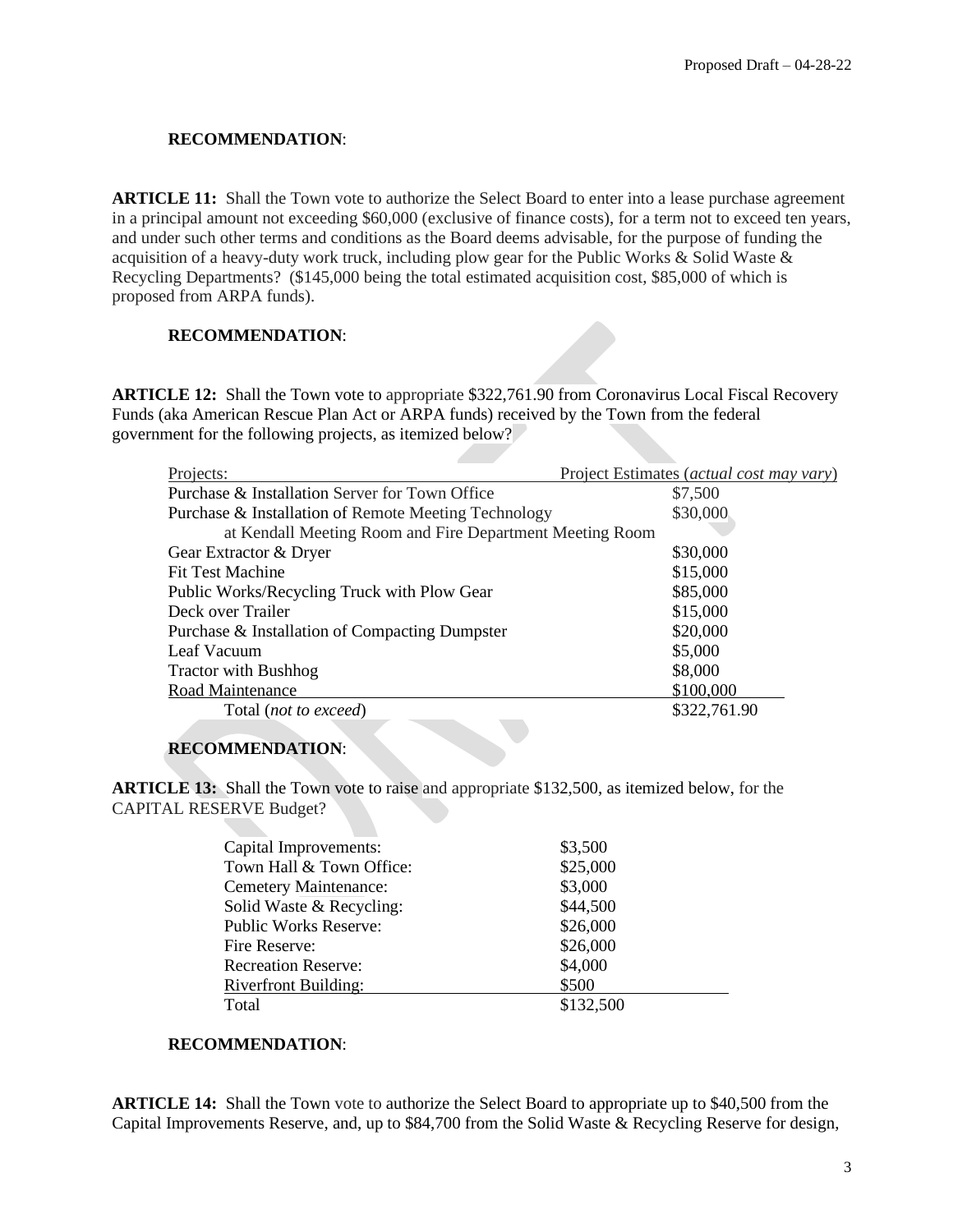**RECOMMENDATION**:

**ARTICLE 11:** Shall the Town vote to authorize the Select Board to enter into a lease purchase agreement in a principal amount not exceeding $60,000 (exclusive of finance costs), for a term not to exceed ten years, and under such other terms and conditions as the Board deems advisable, for the purpose of funding the acquisition of a heavy-duty work truck, including plow gear for the Public Works & Solid Waste & Recycling Departments? ($145,000 being the total estimated acquisition cost, $85,000 of which is proposed from ARPA funds).

**RECOMMENDATION**:

**ARTICLE 12:** Shall the Town vote to appropriate $322,761.90 from Coronavirus Local Fiscal Recovery Funds (aka American Rescue Plan Act or ARPA funds) received by the Town from the federal government for the following projects, as itemized below?

| Projects: | Project Estimates (*actual cost may vary*) |
|---|---|
| Purchase & Installation Server for Town Office | $7,500 |
| Purchase & Installation of Remote Meeting Technology at Kendall Meeting Room and Fire Department Meeting Room | $30,000 |
| Gear Extractor & Dryer | $30,000 |
| Fit Test Machine | $15,000 |
| Public Works/Recycling Truck with Plow Gear | $85,000 |
| Deck over Trailer | $15,000 |
| Purchase & Installation of Compacting Dumpster | $20,000 |
| Leaf Vacuum | $5,000 |
| Tractor with Bushhog | $8,000 |
| Road Maintenance | $100,000 |
| Total (*not to exceed*) | $322,761.90 |

**RECOMMENDATION**:

**ARTICLE 13:** Shall the Town vote to raise and appropriate $132,500, as itemized below, for the CAPITAL RESERVE Budget?

| | |
|---|---|
| Capital Improvements: | $3,500 |
| Town Hall & Town Office: | $25,000 |
| Cemetery Maintenance: | $3,000 |
| Solid Waste & Recycling: | $44,500 |
| Public Works Reserve: | $26,000 |
| Fire Reserve: | $26,000 |
| Recreation Reserve: | $4,000 |
| Riverfront Building: | $500 |
| Total | $132,500 |

**RECOMMENDATION**:

**ARTICLE 14:** Shall the Town vote to authorize the Select Board to appropriate up to $40,500 from the Capital Improvements Reserve, and, up to $84,700 from the Solid Waste & Recycling Reserve for design,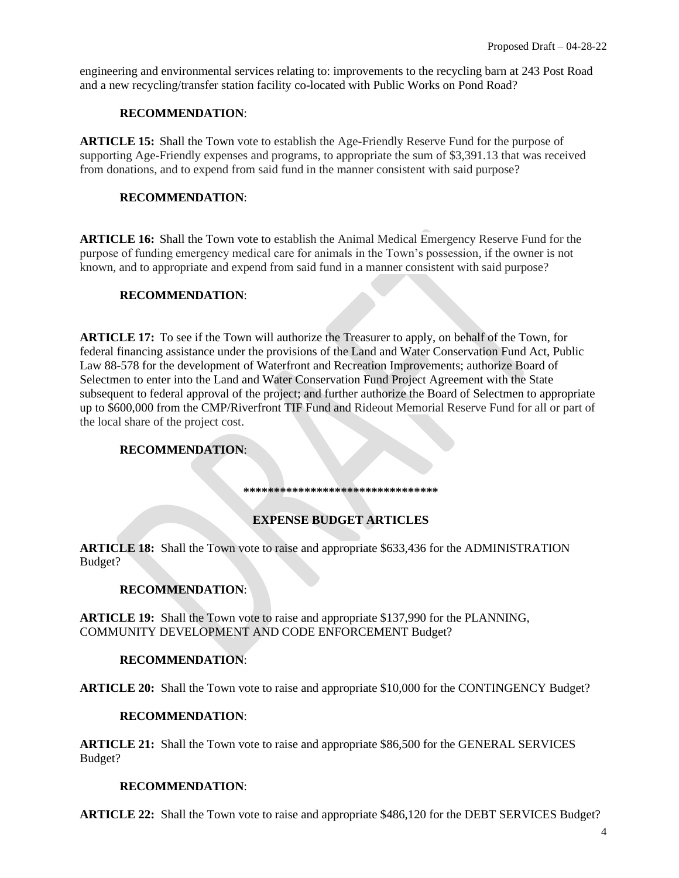engineering and environmental services relating to: improvements to the recycling barn at 243 Post Road and a new recycling/transfer station facility co-located with Public Works on Pond Road?

**RECOMMENDATION**:

**ARTICLE 15:** Shall the Town vote to establish the Age-Friendly Reserve Fund for the purpose of supporting Age-Friendly expenses and programs, to appropriate the sum of $3,391.13 that was received from donations, and to expend from said fund in the manner consistent with said purpose?

**RECOMMENDATION**:

**ARTICLE 16:** Shall the Town vote to establish the Animal Medical Emergency Reserve Fund for the purpose of funding emergency medical care for animals in the Town's possession, if the owner is not known, and to appropriate and expend from said fund in a manner consistent with said purpose?

**RECOMMENDATION**:

**ARTICLE 17:** To see if the Town will authorize the Treasurer to apply, on behalf of the Town, for federal financing assistance under the provisions of the Land and Water Conservation Fund Act, Public Law 88-578 for the development of Waterfront and Recreation Improvements; authorize Board of Selectmen to enter into the Land and Water Conservation Fund Project Agreement with the State subsequent to federal approval of the project; and further authorize the Board of Selectmen to appropriate up to $600,000 from the CMP/Riverfront TIF Fund and Rideout Memorial Reserve Fund for all or part of the local share of the project cost.

**RECOMMENDATION**:

**********************************

## EXPENSE BUDGET ARTICLES

**ARTICLE 18:** Shall the Town vote to raise and appropriate $633,436 for the ADMINISTRATION Budget?

**RECOMMENDATION**:

**ARTICLE 19:** Shall the Town vote to raise and appropriate $137,990 for the PLANNING, COMMUNITY DEVELOPMENT AND CODE ENFORCEMENT Budget?

**RECOMMENDATION**:

**ARTICLE 20:** Shall the Town vote to raise and appropriate $10,000 for the CONTINGENCY Budget?

**RECOMMENDATION**:

**ARTICLE 21:** Shall the Town vote to raise and appropriate $86,500 for the GENERAL SERVICES Budget?

**RECOMMENDATION**:

**ARTICLE 22:** Shall the Town vote to raise and appropriate $486,120 for the DEBT SERVICES Budget?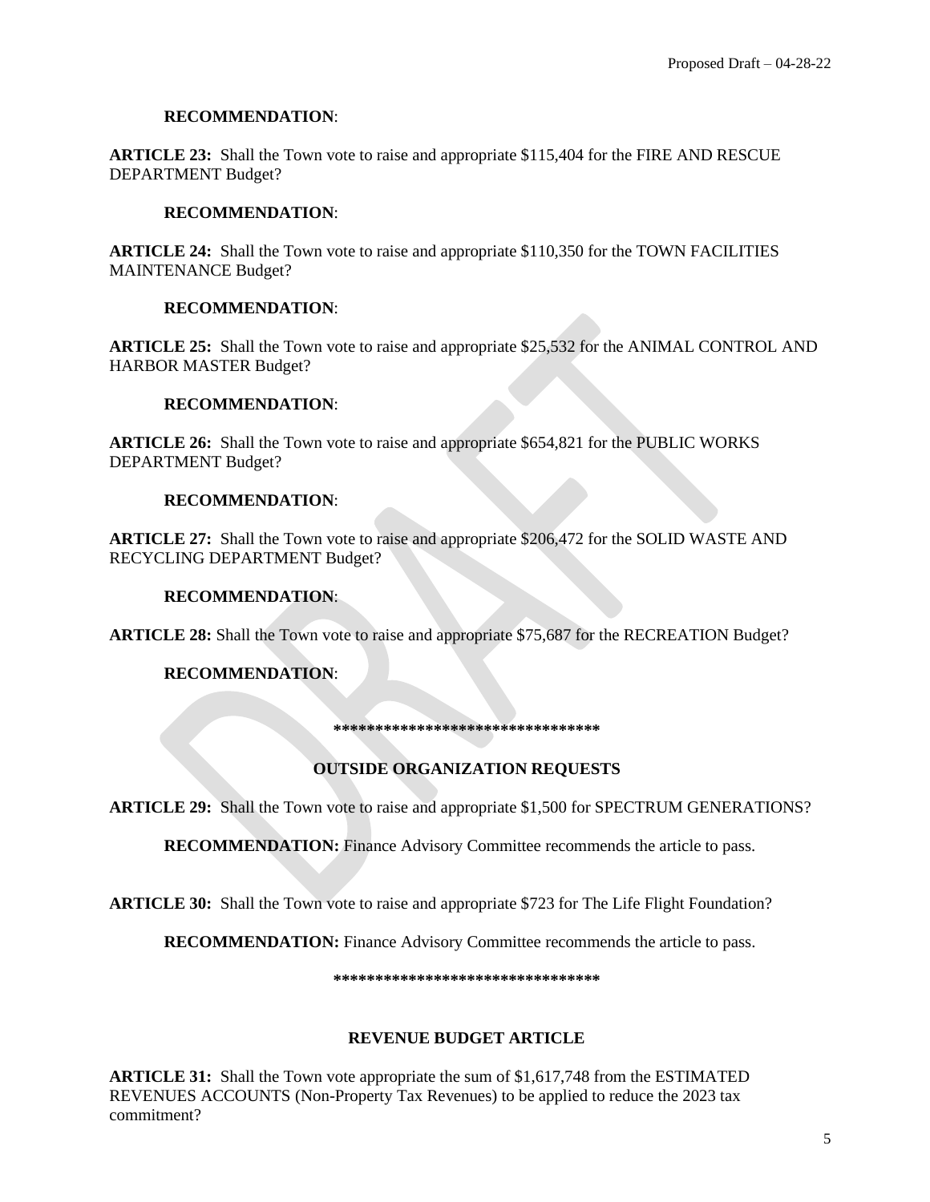**RECOMMENDATION**:

**ARTICLE 23:** Shall the Town vote to raise and appropriate $115,404 for the FIRE AND RESCUE DEPARTMENT Budget?

**RECOMMENDATION**:

**ARTICLE 24:** Shall the Town vote to raise and appropriate $110,350 for the TOWN FACILITIES MAINTENANCE Budget?

**RECOMMENDATION**:

**ARTICLE 25:** Shall the Town vote to raise and appropriate $25,532 for the ANIMAL CONTROL AND HARBOR MASTER Budget?

**RECOMMENDATION**:

**ARTICLE 26:** Shall the Town vote to raise and appropriate $654,821 for the PUBLIC WORKS DEPARTMENT Budget?

**RECOMMENDATION**:

**ARTICLE 27:** Shall the Town vote to raise and appropriate $206,472 for the SOLID WASTE AND RECYCLING DEPARTMENT Budget?

**RECOMMENDATION**:

**ARTICLE 28:** Shall the Town vote to raise and appropriate $75,687 for the RECREATION Budget?

**RECOMMENDATION**:

********************************

## OUTSIDE ORGANIZATION REQUESTS

**ARTICLE 29:** Shall the Town vote to raise and appropriate $1,500 for SPECTRUM GENERATIONS?

**RECOMMENDATION:** Finance Advisory Committee recommends the article to pass.

**ARTICLE 30:** Shall the Town vote to raise and appropriate $723 for The Life Flight Foundation?

**RECOMMENDATION:** Finance Advisory Committee recommends the article to pass.

********************************

## REVENUE BUDGET ARTICLE

**ARTICLE 31:** Shall the Town vote appropriate the sum of $1,617,748 from the ESTIMATED REVENUES ACCOUNTS (Non-Property Tax Revenues) to be applied to reduce the 2023 tax commitment?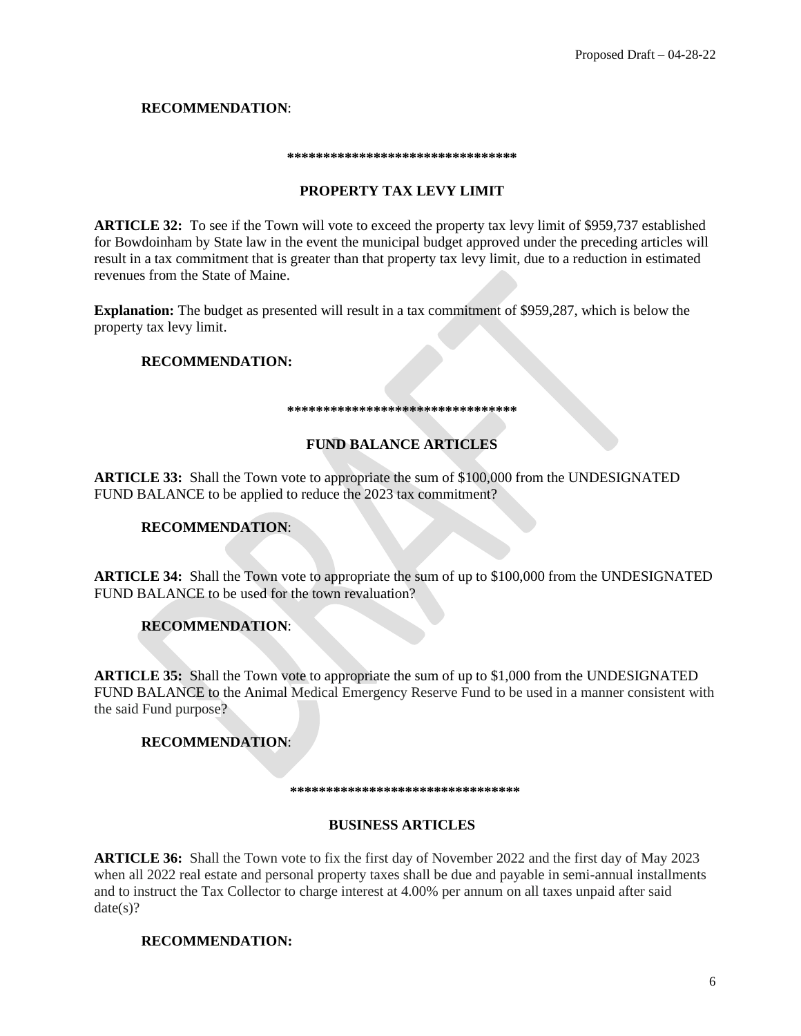**RECOMMENDATION**:

********************************

## PROPERTY TAX LEVY LIMIT

**ARTICLE 32:** To see if the Town will vote to exceed the property tax levy limit of $959,737 established for Bowdoinham by State law in the event the municipal budget approved under the preceding articles will result in a tax commitment that is greater than that property tax levy limit, due to a reduction in estimated revenues from the State of Maine.

**Explanation:** The budget as presented will result in a tax commitment of $959,287, which is below the property tax levy limit.

**RECOMMENDATION:**

********************************

## FUND BALANCE ARTICLES

**ARTICLE 33:** Shall the Town vote to appropriate the sum of $100,000 from the UNDESIGNATED FUND BALANCE to be applied to reduce the 2023 tax commitment?

**RECOMMENDATION**:

**ARTICLE 34:** Shall the Town vote to appropriate the sum of up to $100,000 from the UNDESIGNATED FUND BALANCE to be used for the town revaluation?

**RECOMMENDATION**:

**ARTICLE 35:** Shall the Town vote to appropriate the sum of up to $1,000 from the UNDESIGNATED FUND BALANCE to the Animal Medical Emergency Reserve Fund to be used in a manner consistent with the said Fund purpose?

**RECOMMENDATION**:

********************************

## BUSINESS ARTICLES

**ARTICLE 36:** Shall the Town vote to fix the first day of November 2022 and the first day of May 2023 when all 2022 real estate and personal property taxes shall be due and payable in semi-annual installments and to instruct the Tax Collector to charge interest at 4.00% per annum on all taxes unpaid after said date(s)?

**RECOMMENDATION:**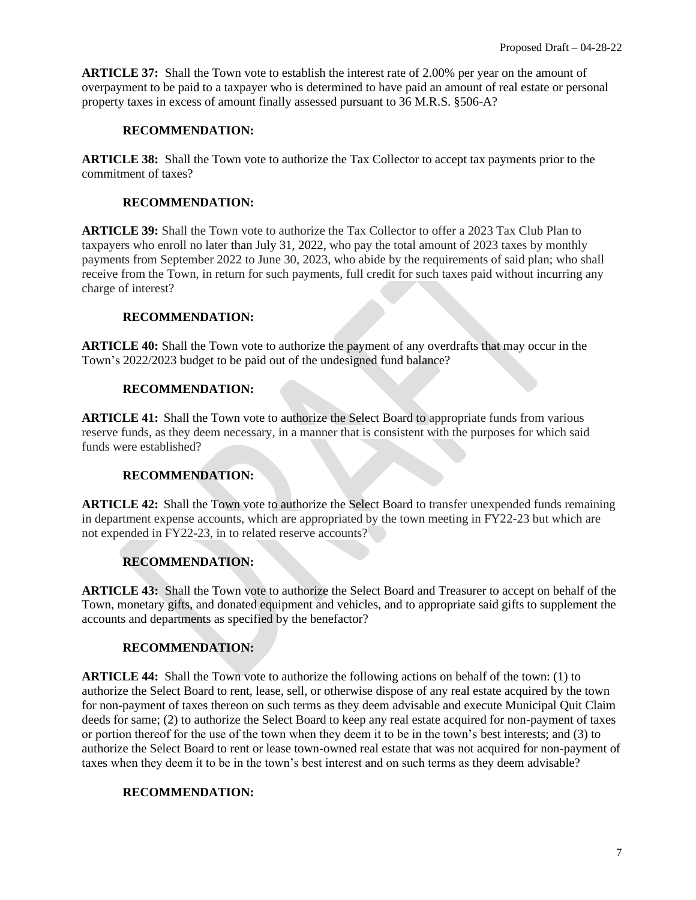**ARTICLE 37:** Shall the Town vote to establish the interest rate of 2.00% per year on the amount of overpayment to be paid to a taxpayer who is determined to have paid an amount of real estate or personal property taxes in excess of amount finally assessed pursuant to 36 M.R.S. §506-A?

**RECOMMENDATION:**

**ARTICLE 38:** Shall the Town vote to authorize the Tax Collector to accept tax payments prior to the commitment of taxes?

**RECOMMENDATION:**

**ARTICLE 39:** Shall the Town vote to authorize the Tax Collector to offer a 2023 Tax Club Plan to taxpayers who enroll no later than July 31, 2022, who pay the total amount of 2023 taxes by monthly payments from September 2022 to June 30, 2023, who abide by the requirements of said plan; who shall receive from the Town, in return for such payments, full credit for such taxes paid without incurring any charge of interest?

**RECOMMENDATION:**

**ARTICLE 40:** Shall the Town vote to authorize the payment of any overdrafts that may occur in the Town's 2022/2023 budget to be paid out of the undesigned fund balance?

**RECOMMENDATION:**

**ARTICLE 41:** Shall the Town vote to authorize the Select Board to appropriate funds from various reserve funds, as they deem necessary, in a manner that is consistent with the purposes for which said funds were established?

**RECOMMENDATION:**

**ARTICLE 42:** Shall the Town vote to authorize the Select Board to transfer unexpended funds remaining in department expense accounts, which are appropriated by the town meeting in FY22-23 but which are not expended in FY22-23, in to related reserve accounts?

**RECOMMENDATION:**

**ARTICLE 43:** Shall the Town vote to authorize the Select Board and Treasurer to accept on behalf of the Town, monetary gifts, and donated equipment and vehicles, and to appropriate said gifts to supplement the accounts and departments as specified by the benefactor?

**RECOMMENDATION:**

**ARTICLE 44:** Shall the Town vote to authorize the following actions on behalf of the town: (1) to authorize the Select Board to rent, lease, sell, or otherwise dispose of any real estate acquired by the town for non-payment of taxes thereon on such terms as they deem advisable and execute Municipal Quit Claim deeds for same; (2) to authorize the Select Board to keep any real estate acquired for non-payment of taxes or portion thereof for the use of the town when they deem it to be in the town's best interests; and (3) to authorize the Select Board to rent or lease town-owned real estate that was not acquired for non-payment of taxes when they deem it to be in the town's best interest and on such terms as they deem advisable?

**RECOMMENDATION:**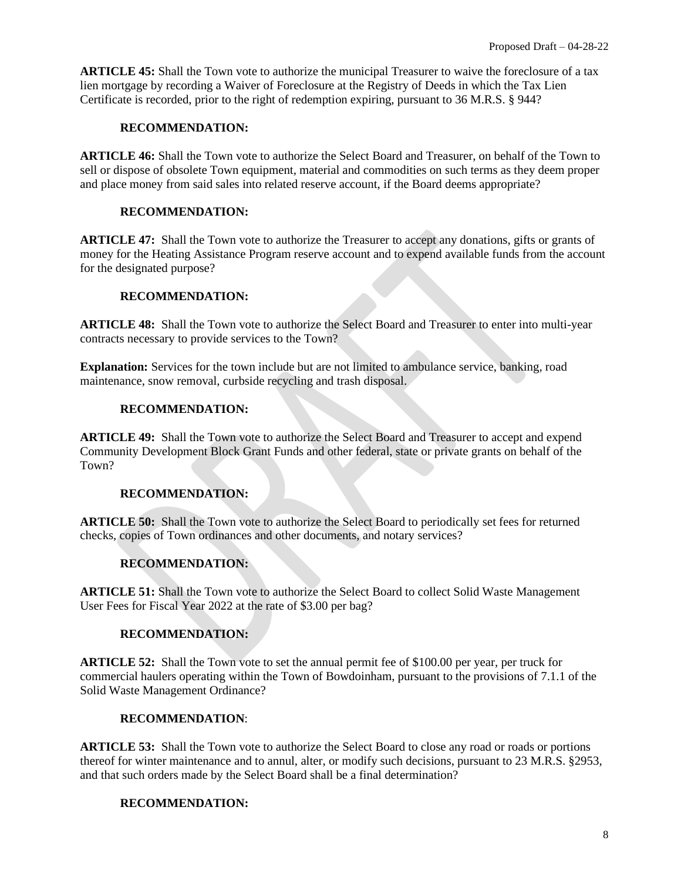**ARTICLE 45:** Shall the Town vote to authorize the municipal Treasurer to waive the foreclosure of a tax lien mortgage by recording a Waiver of Foreclosure at the Registry of Deeds in which the Tax Lien Certificate is recorded, prior to the right of redemption expiring, pursuant to 36 M.R.S. § 944?

**RECOMMENDATION:**

**ARTICLE 46:** Shall the Town vote to authorize the Select Board and Treasurer, on behalf of the Town to sell or dispose of obsolete Town equipment, material and commodities on such terms as they deem proper and place money from said sales into related reserve account, if the Board deems appropriate?

**RECOMMENDATION:**

**ARTICLE 47:** Shall the Town vote to authorize the Treasurer to accept any donations, gifts or grants of money for the Heating Assistance Program reserve account and to expend available funds from the account for the designated purpose?

**RECOMMENDATION:**

**ARTICLE 48:** Shall the Town vote to authorize the Select Board and Treasurer to enter into multi-year contracts necessary to provide services to the Town?

**Explanation:** Services for the town include but are not limited to ambulance service, banking, road maintenance, snow removal, curbside recycling and trash disposal.

**RECOMMENDATION:**

**ARTICLE 49:** Shall the Town vote to authorize the Select Board and Treasurer to accept and expend Community Development Block Grant Funds and other federal, state or private grants on behalf of the Town?

**RECOMMENDATION:**

**ARTICLE 50:** Shall the Town vote to authorize the Select Board to periodically set fees for returned checks, copies of Town ordinances and other documents, and notary services?

**RECOMMENDATION:**

**ARTICLE 51:** Shall the Town vote to authorize the Select Board to collect Solid Waste Management User Fees for Fiscal Year 2022 at the rate of $3.00 per bag?

**RECOMMENDATION:**

**ARTICLE 52:** Shall the Town vote to set the annual permit fee of $100.00 per year, per truck for commercial haulers operating within the Town of Bowdoinham, pursuant to the provisions of 7.1.1 of the Solid Waste Management Ordinance?

**RECOMMENDATION**:

**ARTICLE 53:** Shall the Town vote to authorize the Select Board to close any road or roads or portions thereof for winter maintenance and to annul, alter, or modify such decisions, pursuant to 23 M.R.S. §2953, and that such orders made by the Select Board shall be a final determination?

**RECOMMENDATION:**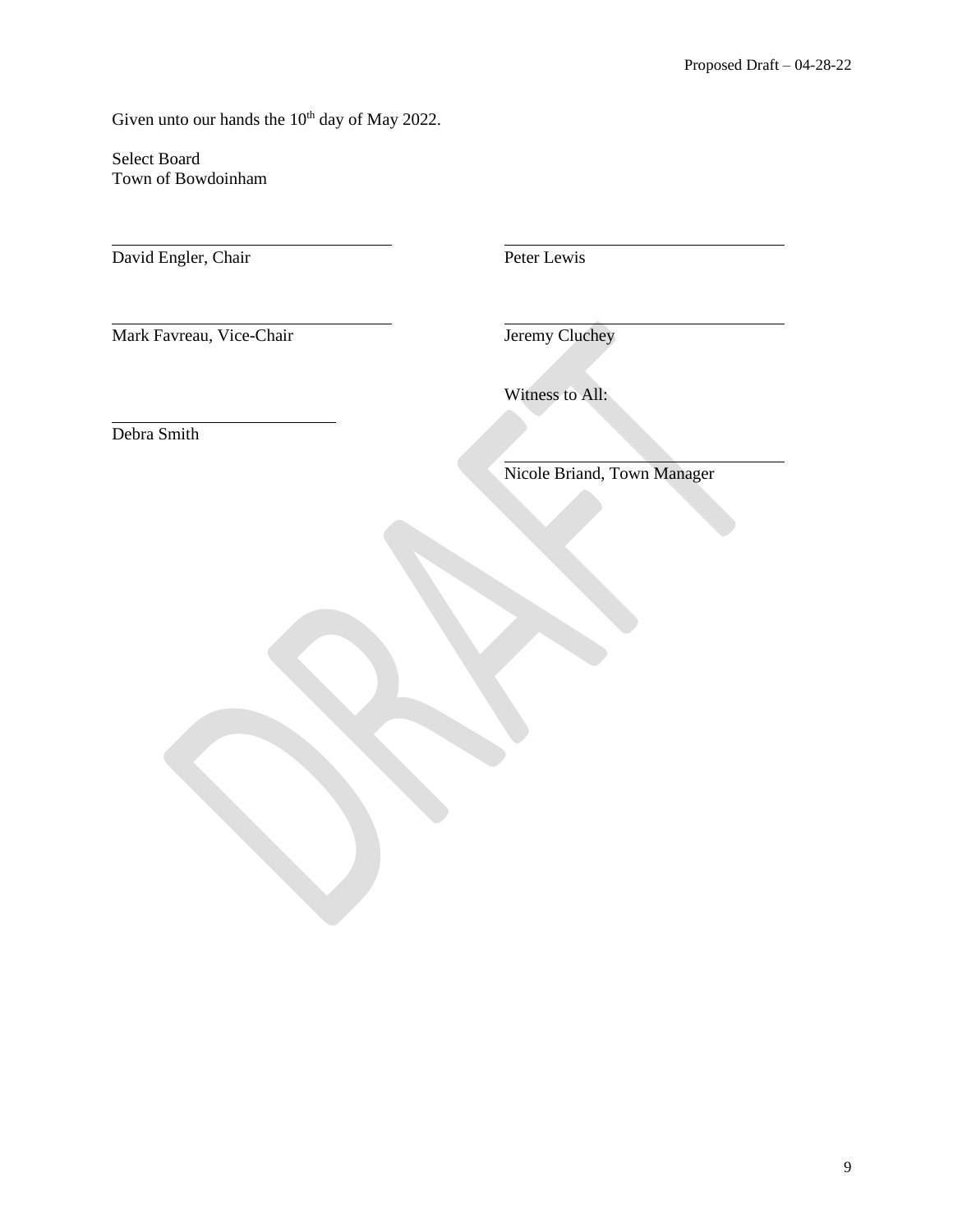Given unto our hands the 10th day of May 2022.

Select Board
Town of Bowdoinham

\_\_\_\_\_\_\_\_\_\_\_\_\_\_\_\_\_\_\_\_\_\_\_\_\_\_\_\_\_\_
David Engler, Chair

\_\_\_\_\_\_\_\_\_\_\_\_\_\_\_\_\_\_\_\_\_\_\_\_\_\_\_\_\_\_
Peter Lewis

\_\_\_\_\_\_\_\_\_\_\_\_\_\_\_\_\_\_\_\_\_\_\_\_\_\_\_\_\_\_
Mark Favreau, Vice-Chair

\_\_\_\_\_\_\_\_\_\_\_\_\_\_\_\_\_\_\_\_\_\_\_\_\_\_\_\_\_\_
Jeremy Cluchey

\_\_\_\_\_\_\_\_\_\_\_\_\_\_\_\_\_\_\_\_\_\_\_\_\_\_\_\_\_\_
Debra Smith

Witness to All:

\_\_\_\_\_\_\_\_\_\_\_\_\_\_\_\_\_\_\_\_\_\_\_\_\_\_\_\_\_\_
Nicole Briand, Town Manager

DRAFT